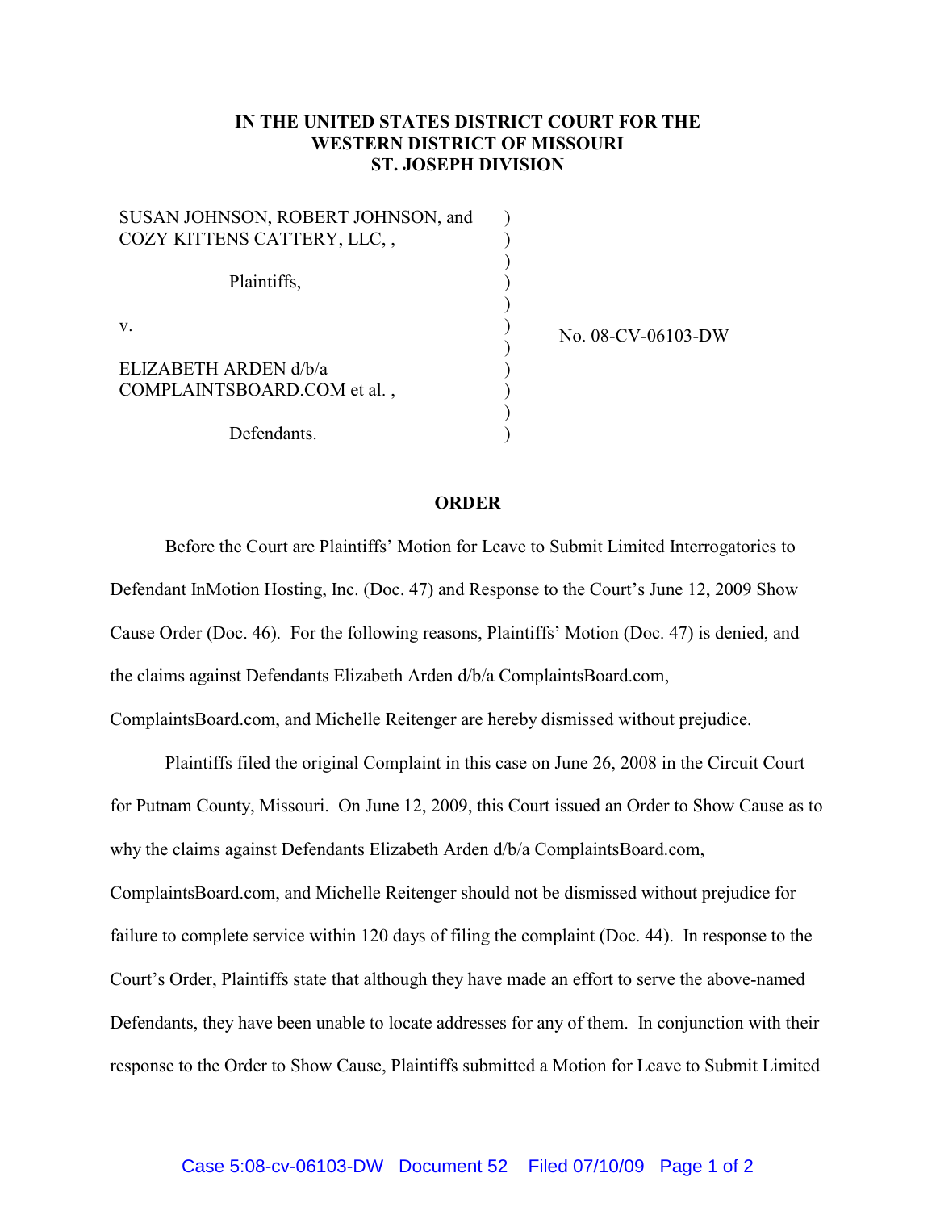**IN THE UNITED STATES DISTRICT COURT FOR THE WESTERN DISTRICT OF MISSOURI ST. JOSEPH DIVISION**

SUSAN JOHNSON, ROBERT JOHNSON, and COZY KITTENS CATTERY, LLC, ,

Plaintiffs,

v.

ELIZABETH ARDEN d/b/a COMPLAINTSBOARD.COM et al. ,

Defendants.

No. 08-CV-06103-DW

**ORDER**

Before the Court are Plaintiffs' Motion for Leave to Submit Limited Interrogatories to Defendant InMotion Hosting, Inc. (Doc. 47) and Response to the Court's June 12, 2009 Show Cause Order (Doc. 46). For the following reasons, Plaintiffs' Motion (Doc. 47) is denied, and the claims against Defendants Elizabeth Arden d/b/a ComplaintsBoard.com, ComplaintsBoard.com, and Michelle Reitenger are hereby dismissed without prejudice.

Plaintiffs filed the original Complaint in this case on June 26, 2008 in the Circuit Court for Putnam County, Missouri. On June 12, 2009, this Court issued an Order to Show Cause as to why the claims against Defendants Elizabeth Arden d/b/a ComplaintsBoard.com, ComplaintsBoard.com, and Michelle Reitenger should not be dismissed without prejudice for failure to complete service within 120 days of filing the complaint (Doc. 44). In response to the Court's Order, Plaintiffs state that although they have made an effort to serve the above-named Defendants, they have been unable to locate addresses for any of them. In conjunction with their response to the Order to Show Cause, Plaintiffs submitted a Motion for Leave to Submit Limited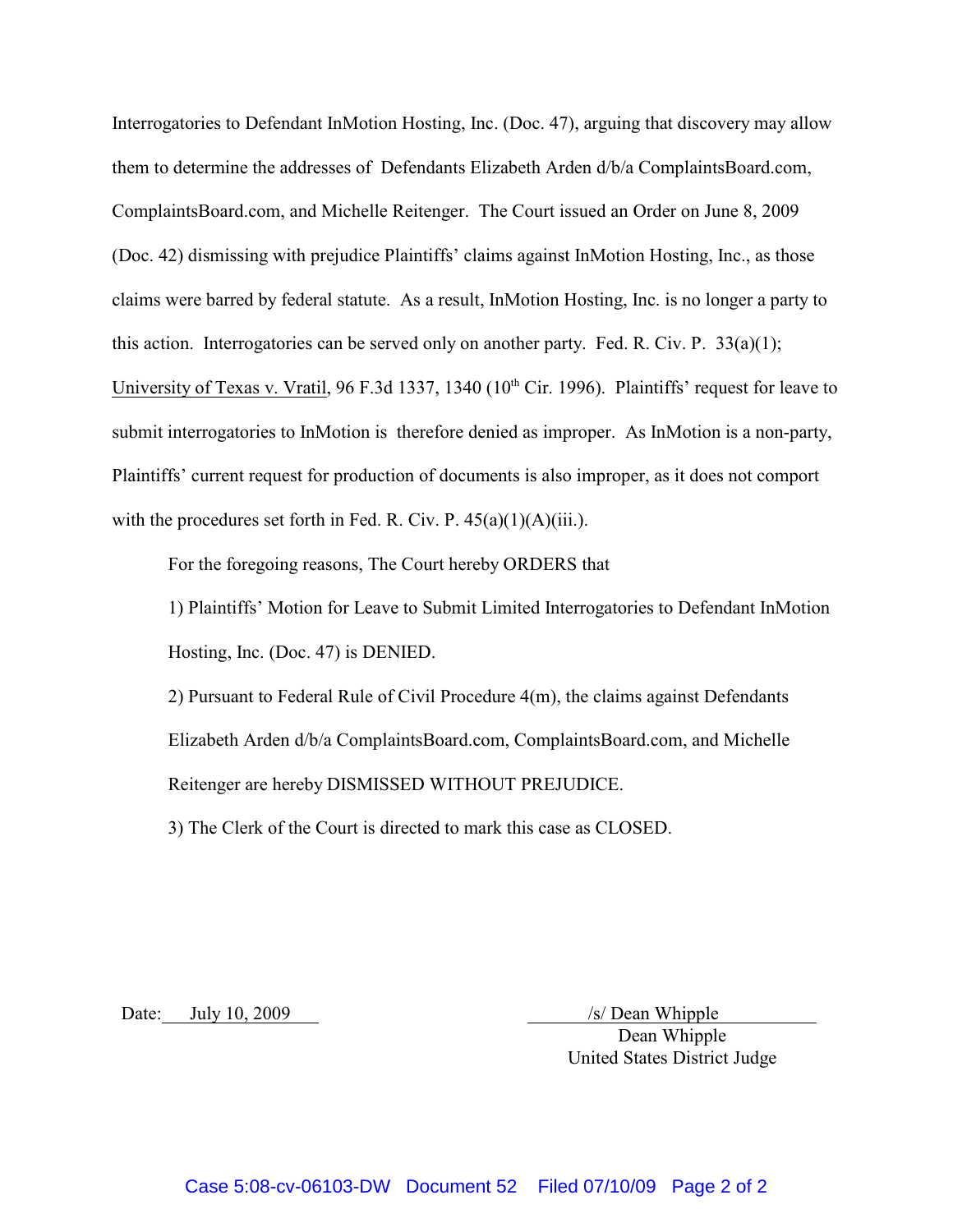Interrogatories to Defendant InMotion Hosting, Inc. (Doc. 47), arguing that discovery may allow them to determine the addresses of Defendants Elizabeth Arden d/b/a ComplaintsBoard.com, ComplaintsBoard.com, and Michelle Reitenger. The Court issued an Order on June 8, 2009 (Doc. 42) dismissing with prejudice Plaintiffs' claims against InMotion Hosting, Inc., as those claims were barred by federal statute. As a result, InMotion Hosting, Inc. is no longer a party to this action. Interrogatories can be served only on another party. Fed. R. Civ. P. 33(a)(1); University of Texas v. Vratil, 96 F.3d 1337, 1340 (10th Cir. 1996). Plaintiffs' request for leave to submit interrogatories to InMotion is therefore denied as improper. As InMotion is a non-party, Plaintiffs' current request for production of documents is also improper, as it does not comport with the procedures set forth in Fed. R. Civ. P. 45(a)(1)(A)(iii.).

For the foregoing reasons, The Court hereby ORDERS that

1) Plaintiffs' Motion for Leave to Submit Limited Interrogatories to Defendant InMotion Hosting, Inc. (Doc. 47) is DENIED.

2) Pursuant to Federal Rule of Civil Procedure 4(m), the claims against Defendants Elizabeth Arden d/b/a ComplaintsBoard.com, ComplaintsBoard.com, and Michelle Reitenger are hereby DISMISSED WITHOUT PREJUDICE.

3) The Clerk of the Court is directed to mark this case as CLOSED.

Date: July 10, 2009

/s/ Dean Whipple
Dean Whipple
United States District Judge